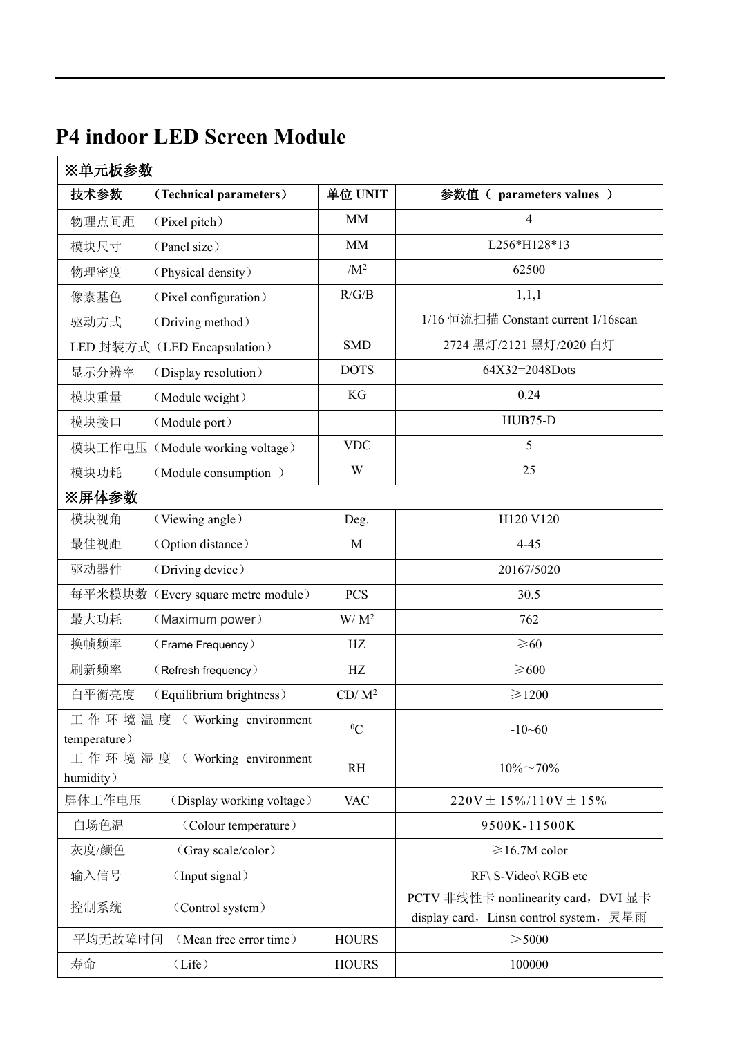# P4 indoor LED Screen Module

| ※单元板参数 | | |
|---|---|---|
| **技术参数　　（Technical parameters）** | **单位 UNIT** | **参数值（ parameters values ）** |
| 物理点间距　（Pixel pitch） | MM | 4 |
| 模块尺寸　　（Panel size） | MM | L256*H128*13 |
| 物理密度　　（Physical density） | $/M^2$ | 62500 |
| 像素基色　　（Pixel configuration） | R/G/B | 1,1,1 |
| 驱动方式　　（Driving method） | | 1/16 恒流扫描 Constant current 1/16scan |
| LED 封装方式（LED Encapsulation） | SMD | 2724 黑灯/2121 黑灯/2020 白灯 |
| 显示分辨率　（Display resolution） | DOTS | 64X32=2048Dots |
| 模块重量　　（Module weight） | KG | 0.24 |
| 模块接口　　（Module port） | | HUB75-D |
| 模块工作电压（Module working voltage） | VDC | 5 |
| 模块功耗　　（Module consumption ） | W | 25 |
| **※屏体参数** | | |
| 模块视角　　（Viewing angle） | Deg. | H120 V120 |
| 最佳视距　　（Option distance） | M | 4-45 |
| 驱动器件　　（Driving device） | | 20167/5020 |
| 每平米模块数（Every square metre module） | PCS | 30.5 |
| 最大功耗　　（Maximum power） | $W/M^2$ | 762 |
| 换帧频率　　（Frame Frequency） | HZ | ≥60 |
| 刷新频率　　（Refresh frequency） | HZ | ≥600 |
| 白平衡亮度　（Equilibrium brightness） | $CD/M^2$ | ≥1200 |
| 工作环境温度（Working environment temperature） | $^0C$ | -10~60 |
| 工作环境湿度（Working environment humidity） | RH | 10%～70% |
| 屏体工作电压　（Display working voltage） | VAC | 220V±15%/110V±15% |
| 白场色温　　　（Colour temperature） | | 9500K-11500K |
| 灰度/颜色　　（Gray scale/color） | | ≥16.7M color |
| 输入信号　　　（Input signal） | | RF\ S-Video\ RGB etc |
| 控制系统　　　（Control system） | | PCTV 非线性卡 nonlinearity card，DVI 显卡 display card，Linsn control system，灵星雨 |
| 平均无故障时间　（Mean free error time） | HOURS | ＞5000 |
| 寿命　　　　　（Life） | HOURS | 100000 |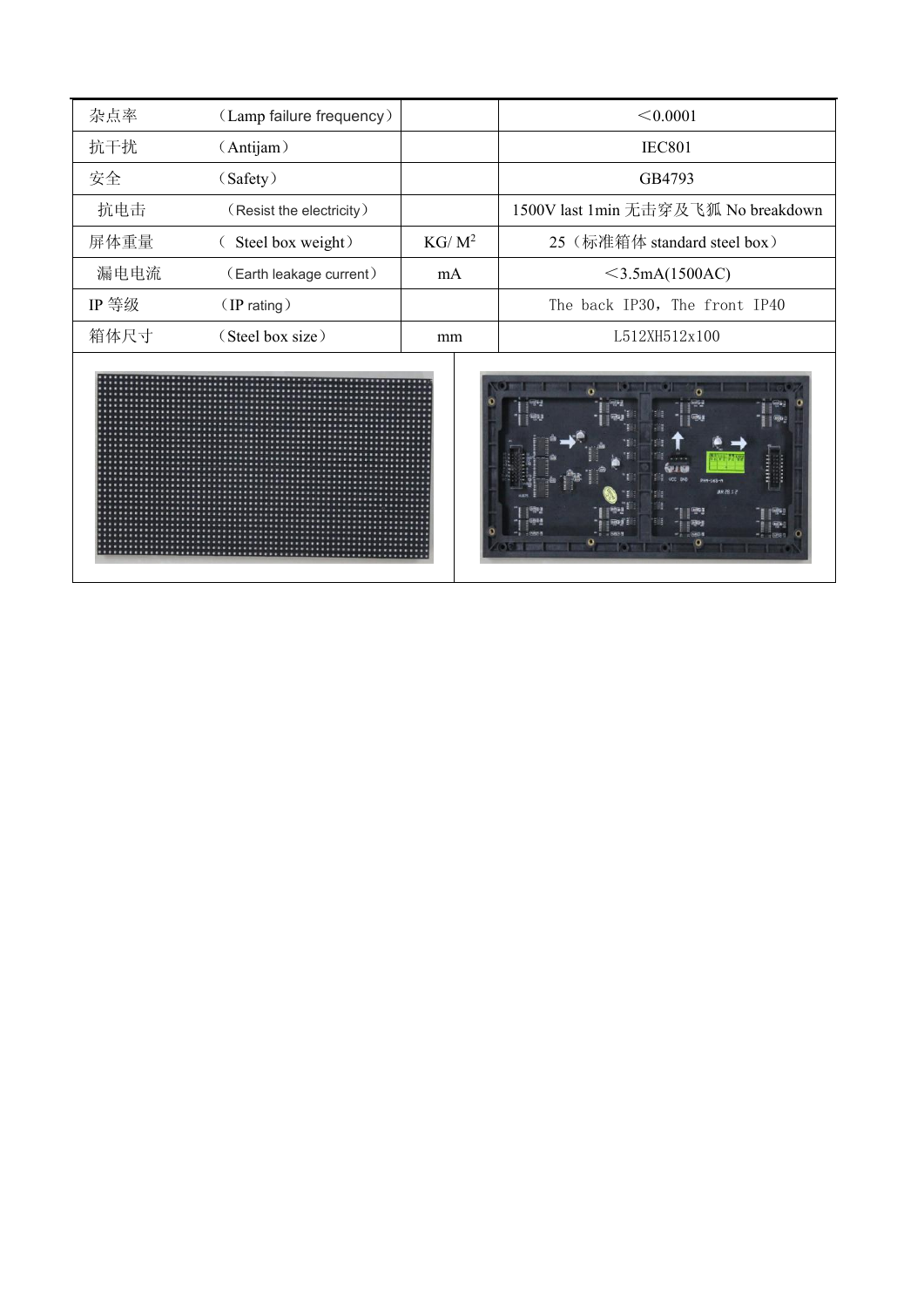| | | | |
|---|---|---|---|
| 杂点率 | （Lamp failure frequency） | | ＜0.0001 |
| 抗干扰 | （Antijam） | | IEC801 |
| 安全 | （Safety） | | GB4793 |
| 抗电击 | （Resist the electricity） | | 1500V last 1min 无击穿及飞狐 No breakdown |
| 屏体重量 | （ Steel box weight） | KG/ $M^2$ | 25（标准箱体 standard steel box） |
| 漏电电流 | （Earth leakage current） | mA | ＜3.5mA(1500AC) |
| IP 等级 | （IP rating） | | The back IP30，The front IP40 |
| 箱体尺寸 | （Steel box size） | mm | L512XH512x100 |